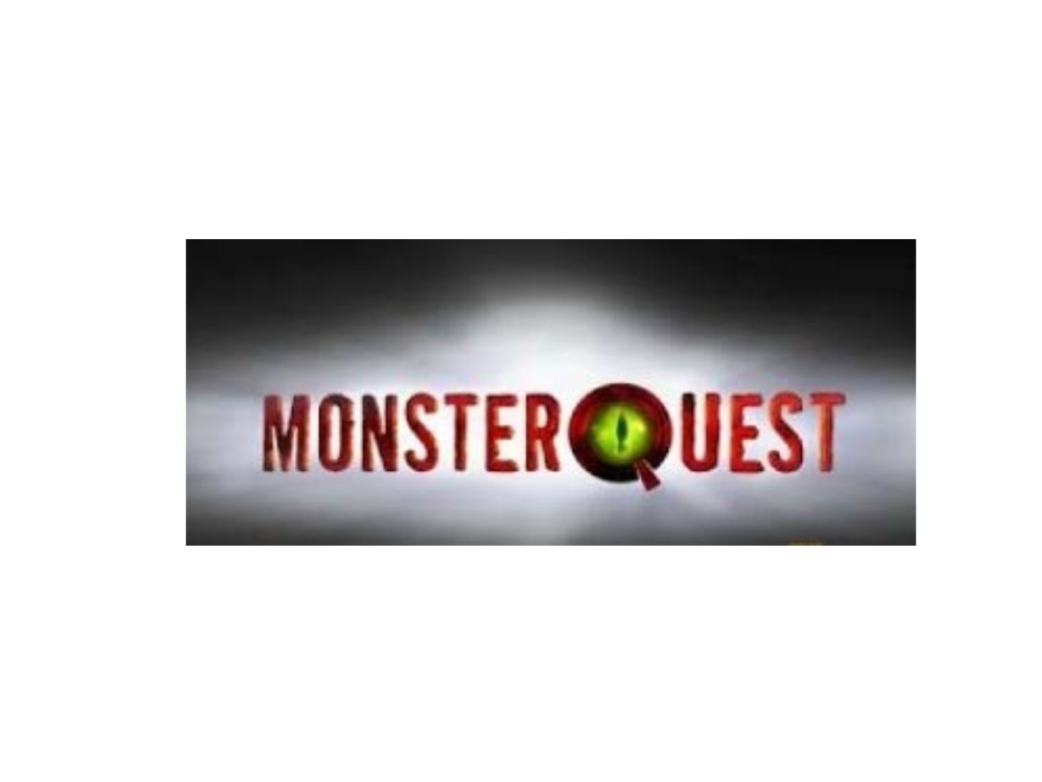MONSTERQUEST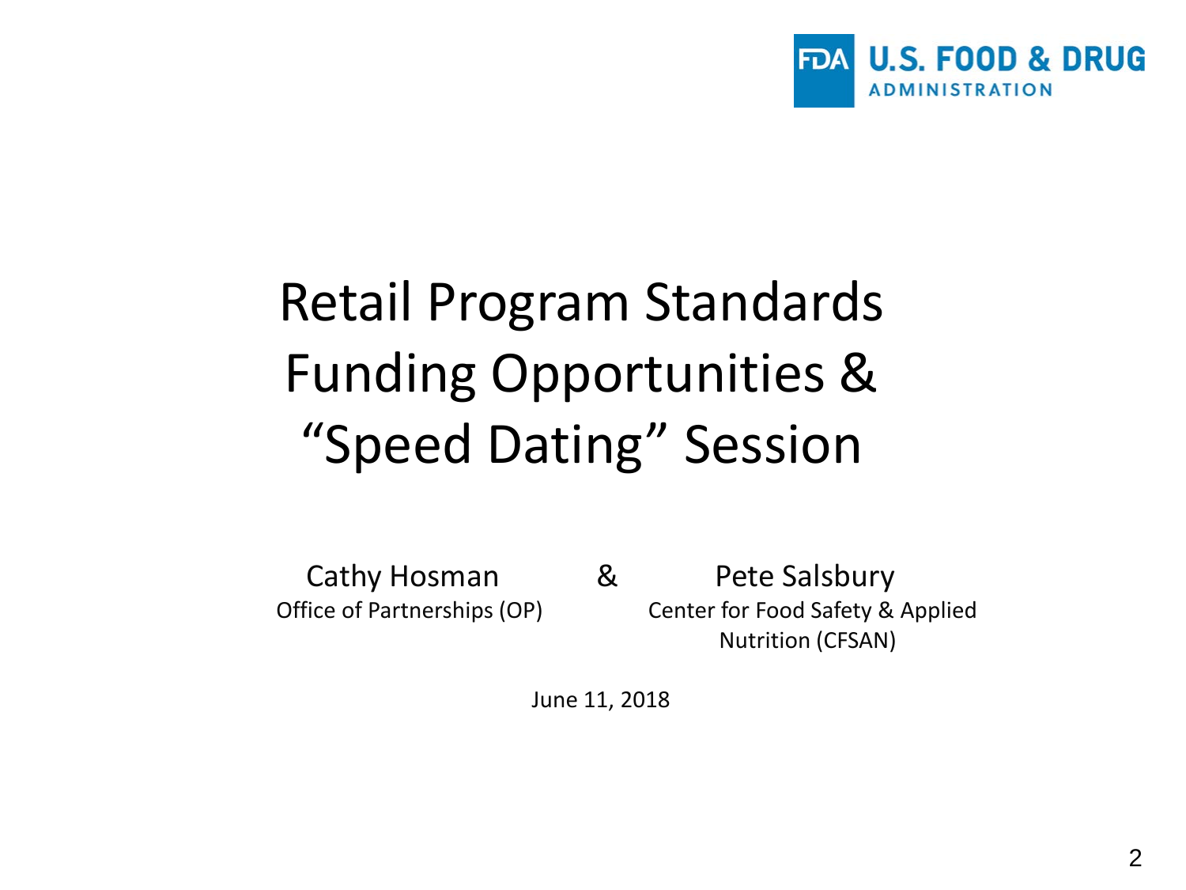U.S. FOOD & DRUG ADMINISTRATION

# Retail Program Standards Funding Opportunities & "Speed Dating" Session

Cathy Hosman
Office of Partnerships (OP)

&

Pete Salsbury
Center for Food Safety & Applied Nutrition (CFSAN)

June 11, 2018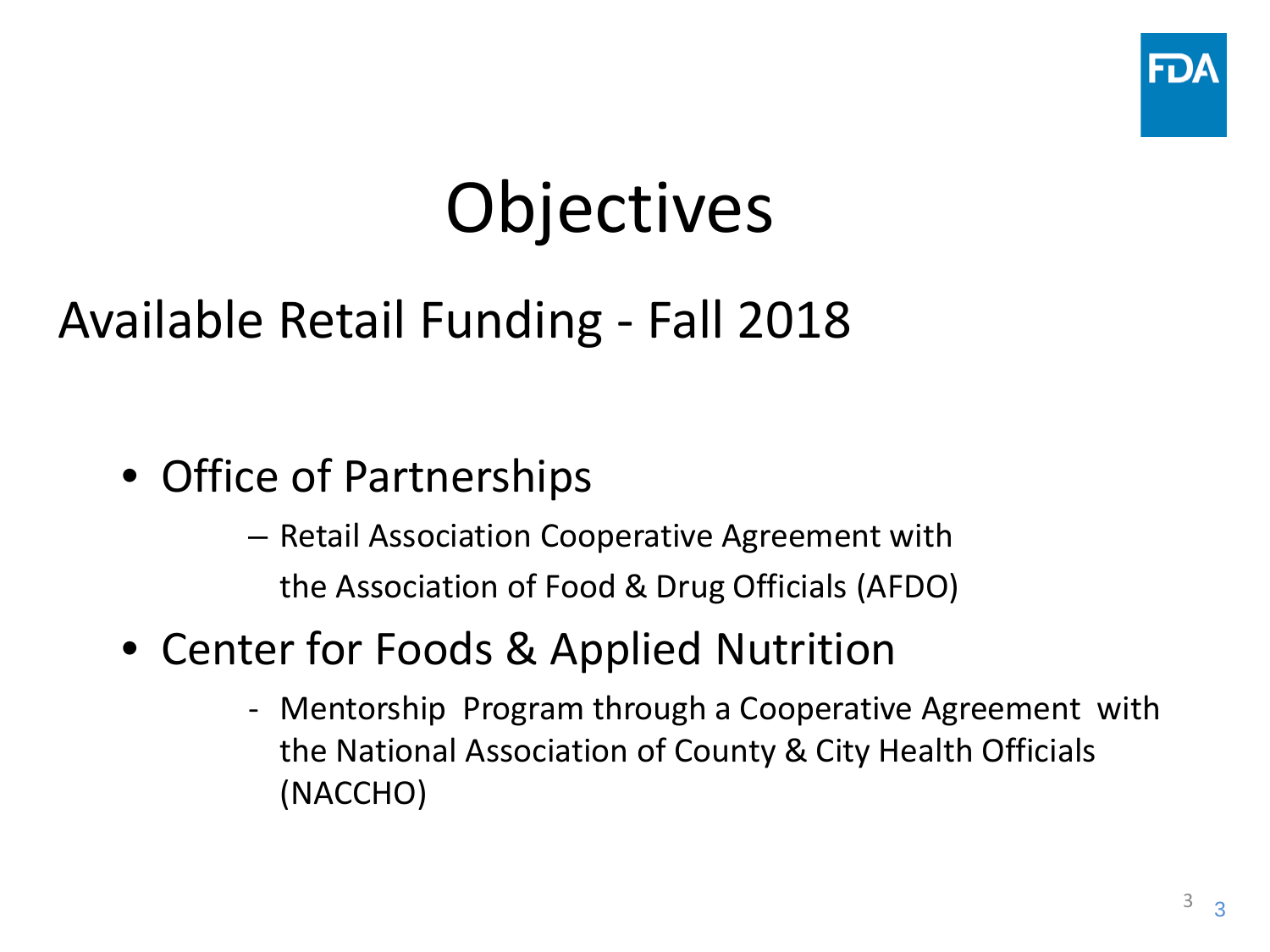# Objectives

## Available Retail Funding - Fall 2018

- Office of Partnerships
  - Retail Association Cooperative Agreement with the Association of Food & Drug Officials (AFDO)
- Center for Foods & Applied Nutrition
  - Mentorship Program through a Cooperative Agreement with the National Association of County & City Health Officials (NACCHO)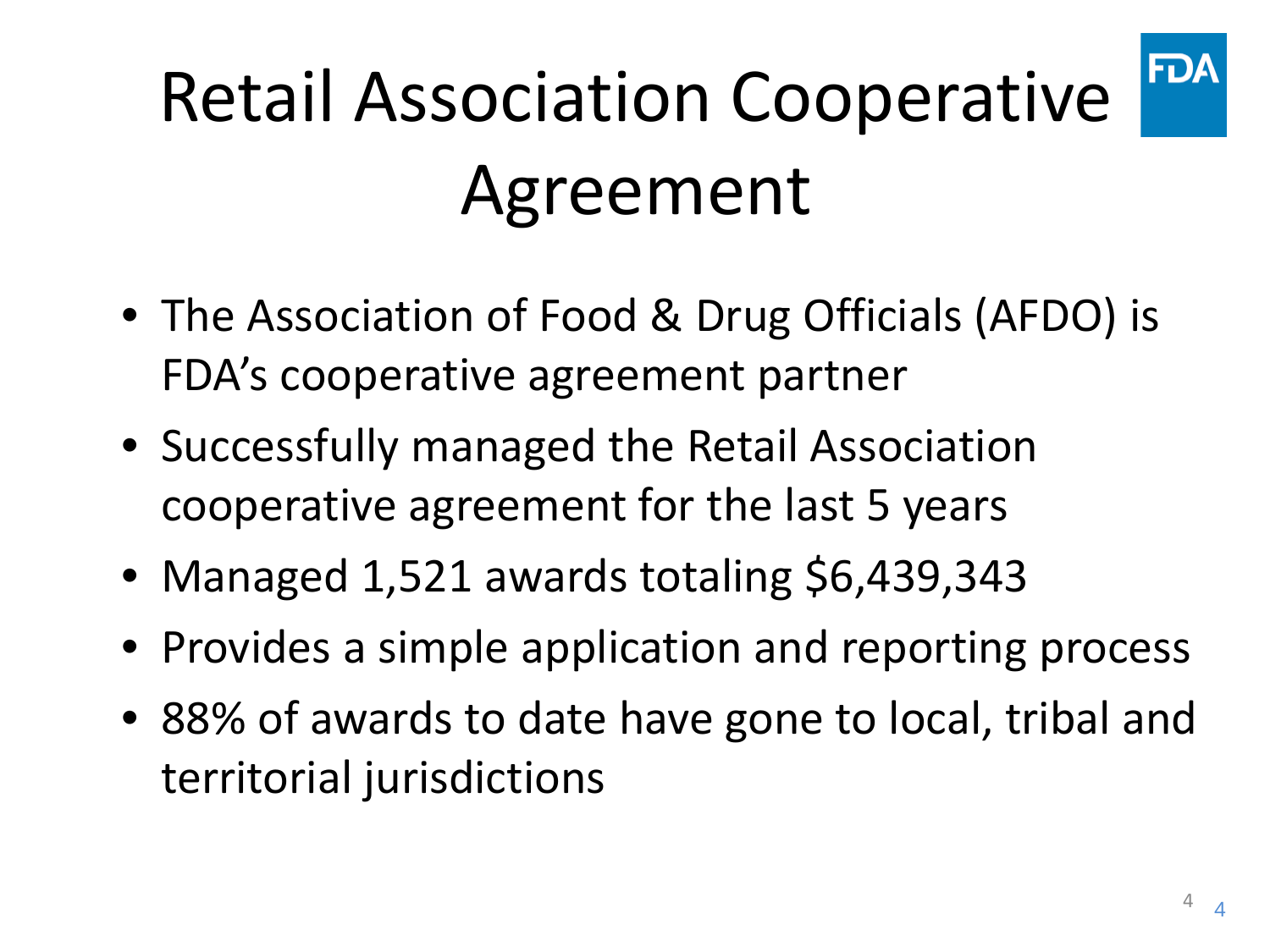# Retail Association Cooperative Agreement

- The Association of Food & Drug Officials (AFDO) is FDA's cooperative agreement partner
- Successfully managed the Retail Association cooperative agreement for the last 5 years
- Managed 1,521 awards totaling $6,439,343
- Provides a simple application and reporting process
- 88% of awards to date have gone to local, tribal and territorial jurisdictions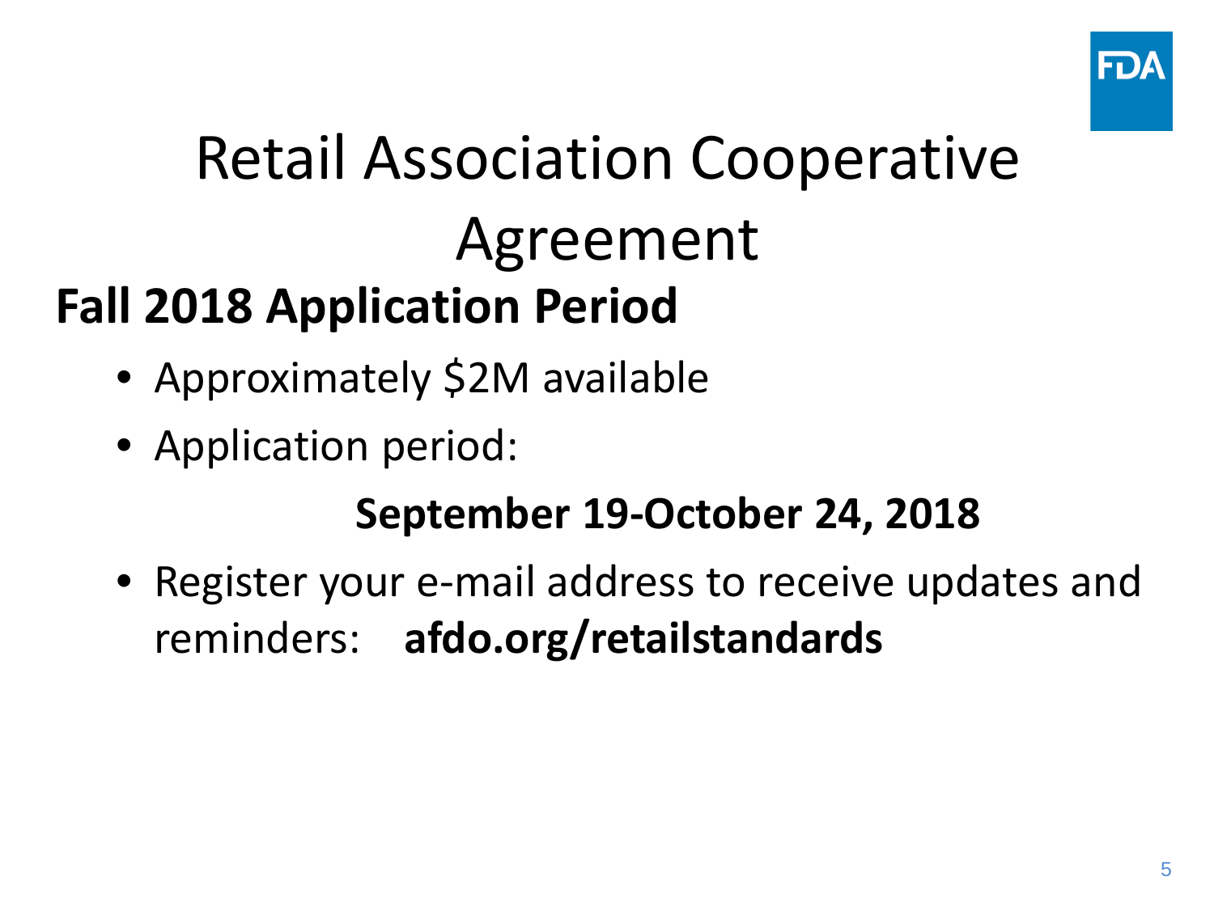# Retail Association Cooperative Agreement

## Fall 2018 Application Period

- Approximately $2M available
- Application period:

  **September 19-October 24, 2018**

- Register your e-mail address to receive updates and reminders: **afdo.org/retailstandards**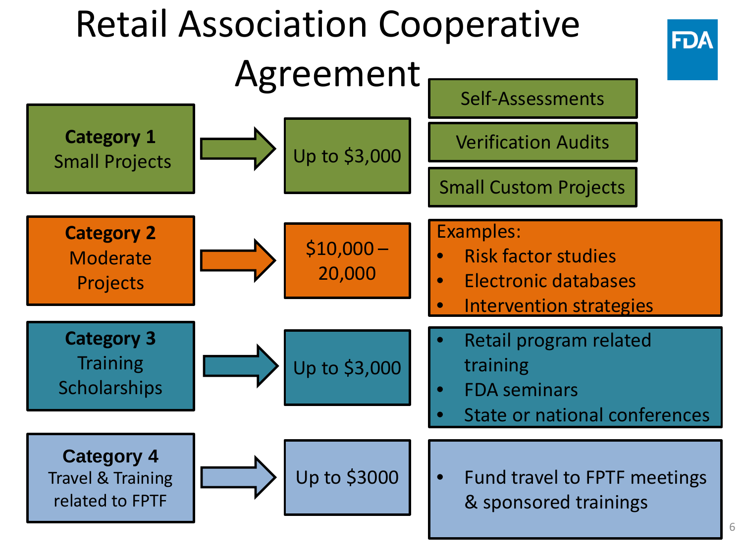# Retail Association Cooperative Agreement

| Category | Funding | Details |
| --- | --- | --- |
| **Category 1** Small Projects | Up to $3,000 | Self-Assessments; Verification Audits; Small Custom Projects |
| **Category 2** Moderate Projects | $10,000 – 20,000 | Examples: • Risk factor studies • Electronic databases • Intervention strategies |
| **Category 3** Training Scholarships | Up to $3,000 | • Retail program related training • FDA seminars • State or national conferences |
| **Category 4** Travel & Training related to FPTF | Up to $3000 | • Fund travel to FPTF meetings & sponsored trainings |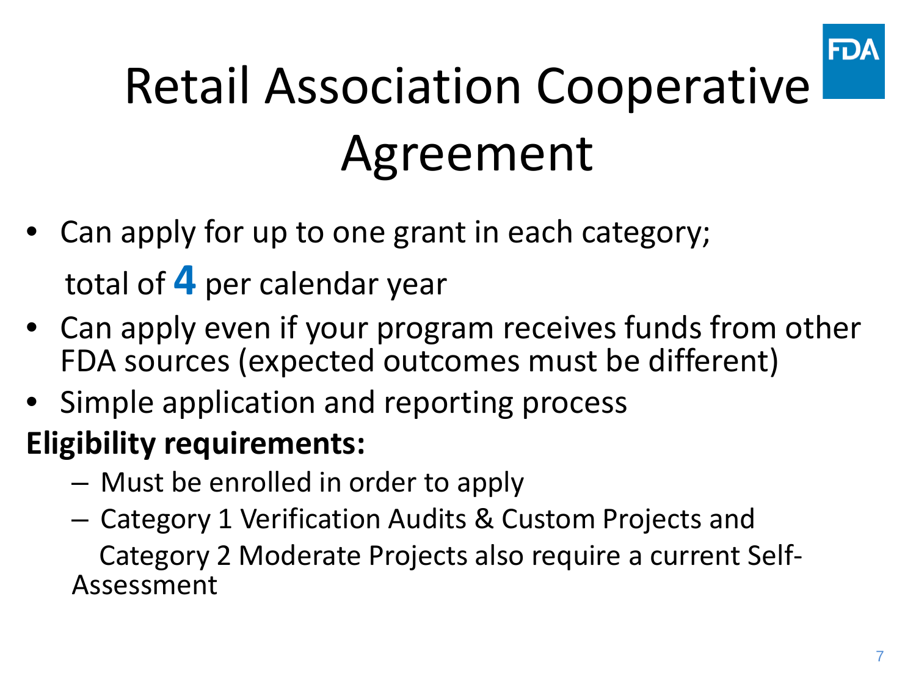# Retail Association Cooperative Agreement

- Can apply for up to one grant in each category; total of **4** per calendar year
- Can apply even if your program receives funds from other FDA sources (expected outcomes must be different)
- Simple application and reporting process

**Eligibility requirements:**

- Must be enrolled in order to apply
- Category 1 Verification Audits & Custom Projects and Category 2 Moderate Projects also require a current Self-Assessment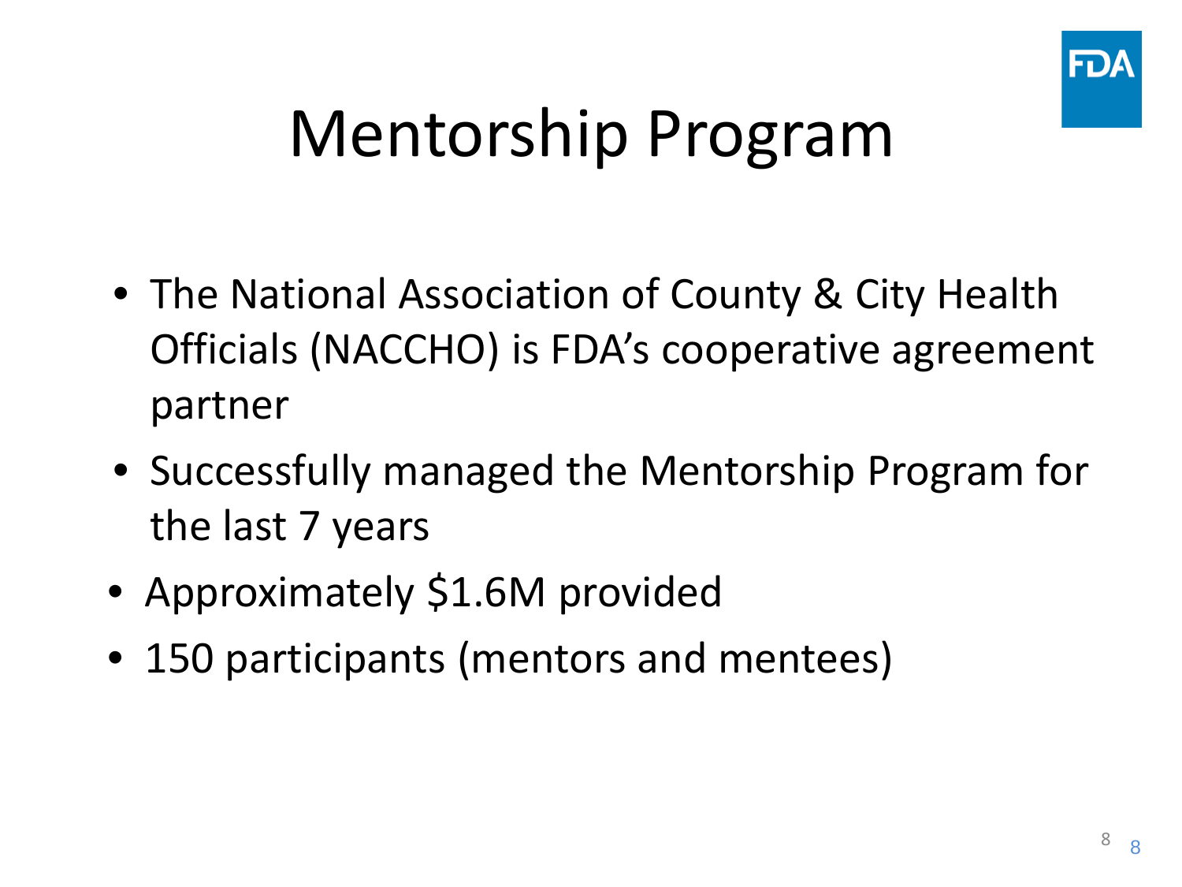# Mentorship Program

- The National Association of County & City Health Officials (NACCHO) is FDA's cooperative agreement partner
- Successfully managed the Mentorship Program for the last 7 years
- Approximately $1.6M provided
- 150 participants (mentors and mentees)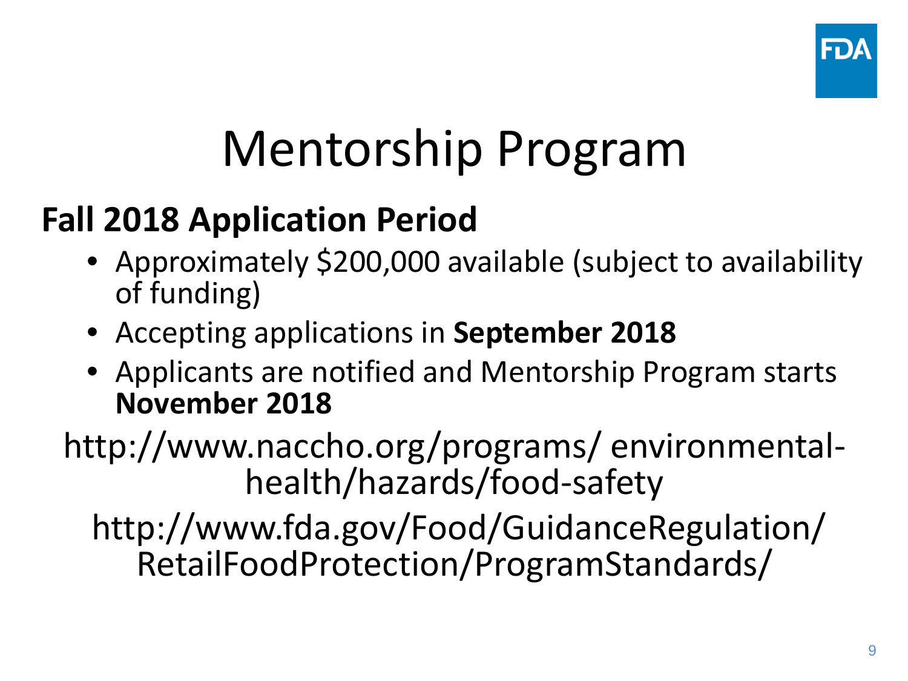# Mentorship Program

**Fall 2018 Application Period**

- Approximately $200,000 available (subject to availability of funding)
- Accepting applications in **September 2018**
- Applicants are notified and Mentorship Program starts **November 2018**

http://www.naccho.org/programs/ environmental-health/hazards/food-safety

http://www.fda.gov/Food/GuidanceRegulation/RetailFoodProtection/ProgramStandards/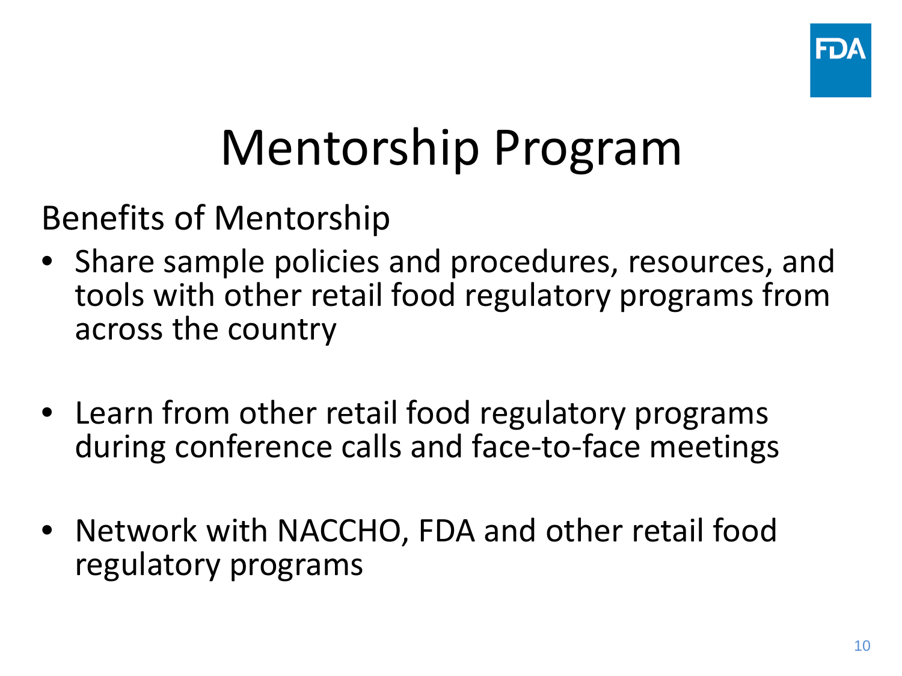# Mentorship Program

Benefits of Mentorship

- Share sample policies and procedures, resources, and tools with other retail food regulatory programs from across the country
- Learn from other retail food regulatory programs during conference calls and face-to-face meetings
- Network with NACCHO, FDA and other retail food regulatory programs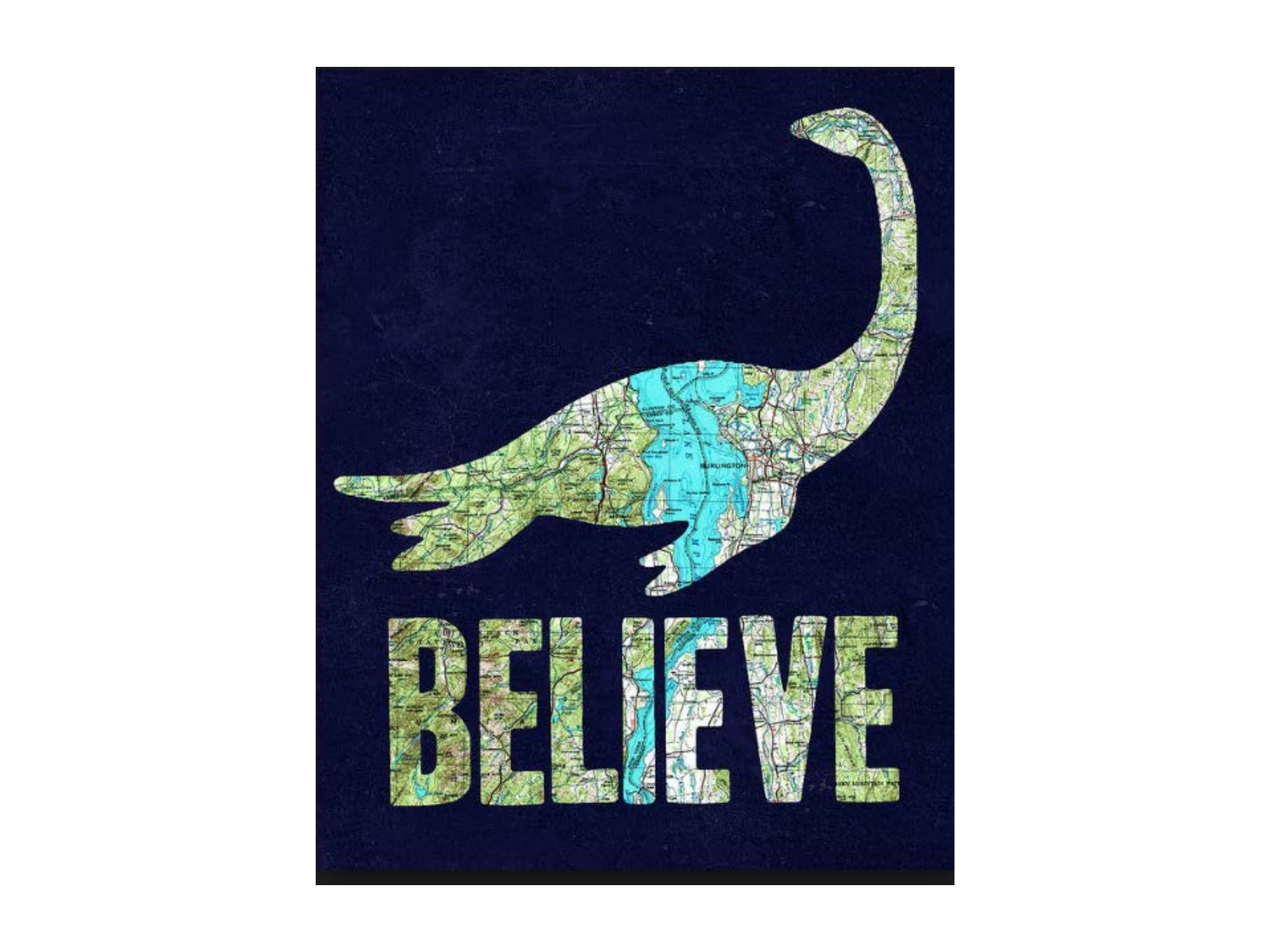BELIEVE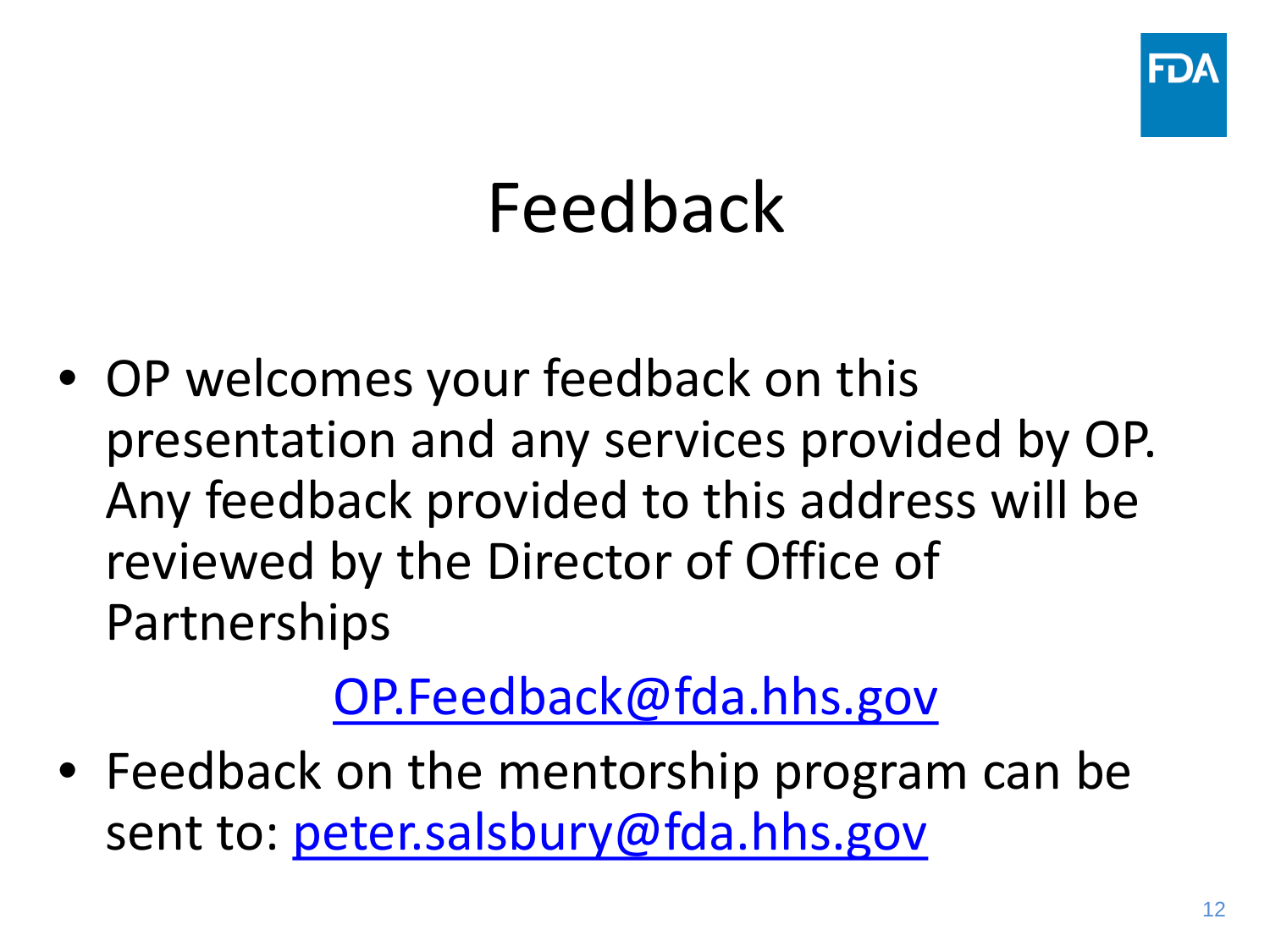# Feedback

- OP welcomes your feedback on this presentation and any services provided by OP. Any feedback provided to this address will be reviewed by the Director of Office of Partnerships

  OP.Feedback@fda.hhs.gov

- Feedback on the mentorship program can be sent to: peter.salsbury@fda.hhs.gov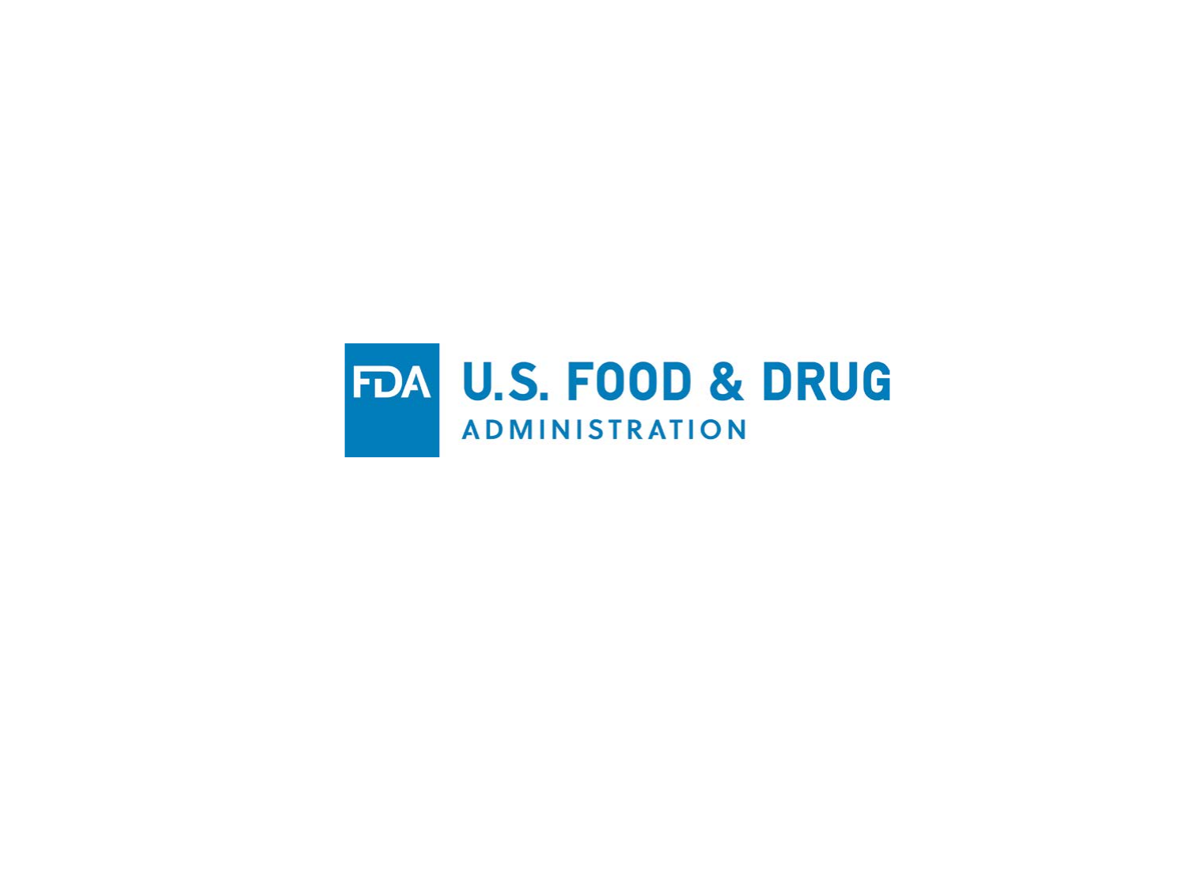FDA

U.S. FOOD & DRUG

ADMINISTRATION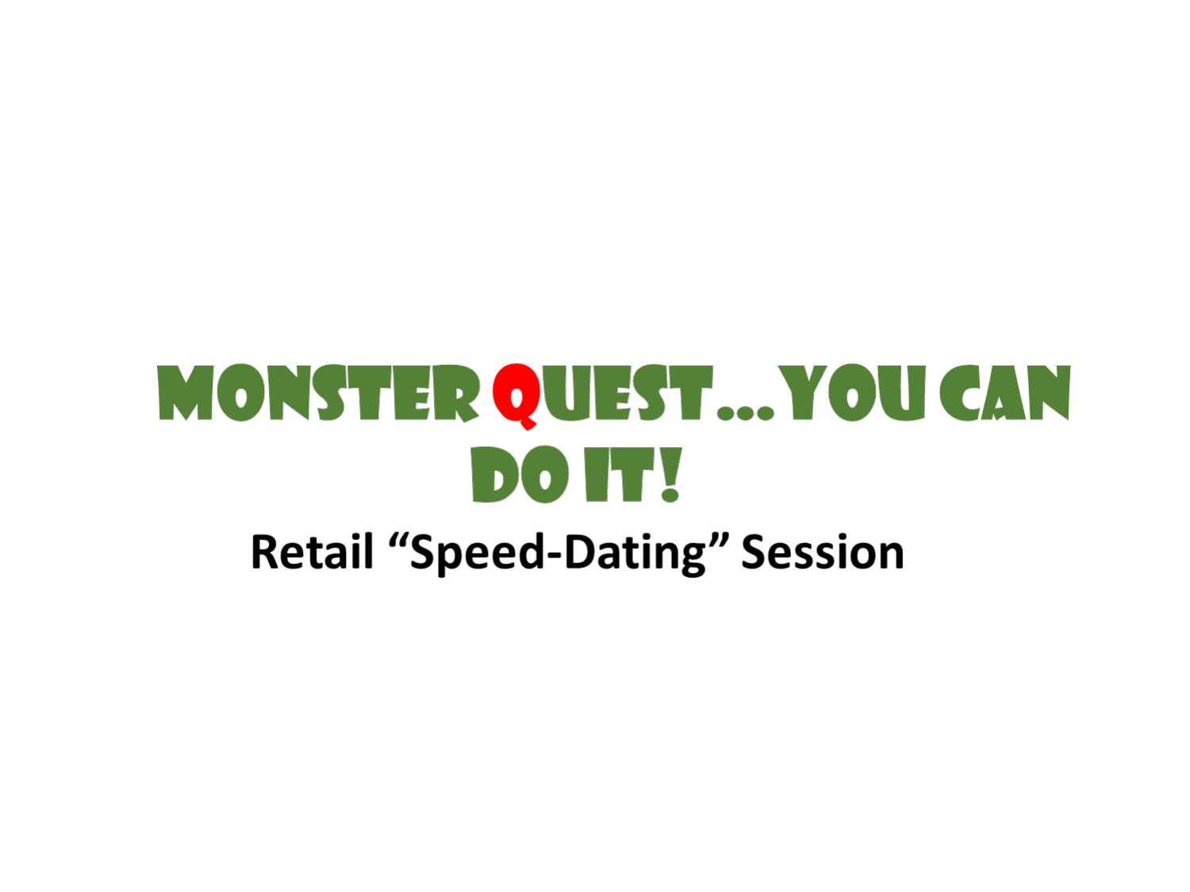# MONSTER QUEST…YOU CAN DO IT!

**Retail “Speed-Dating” Session**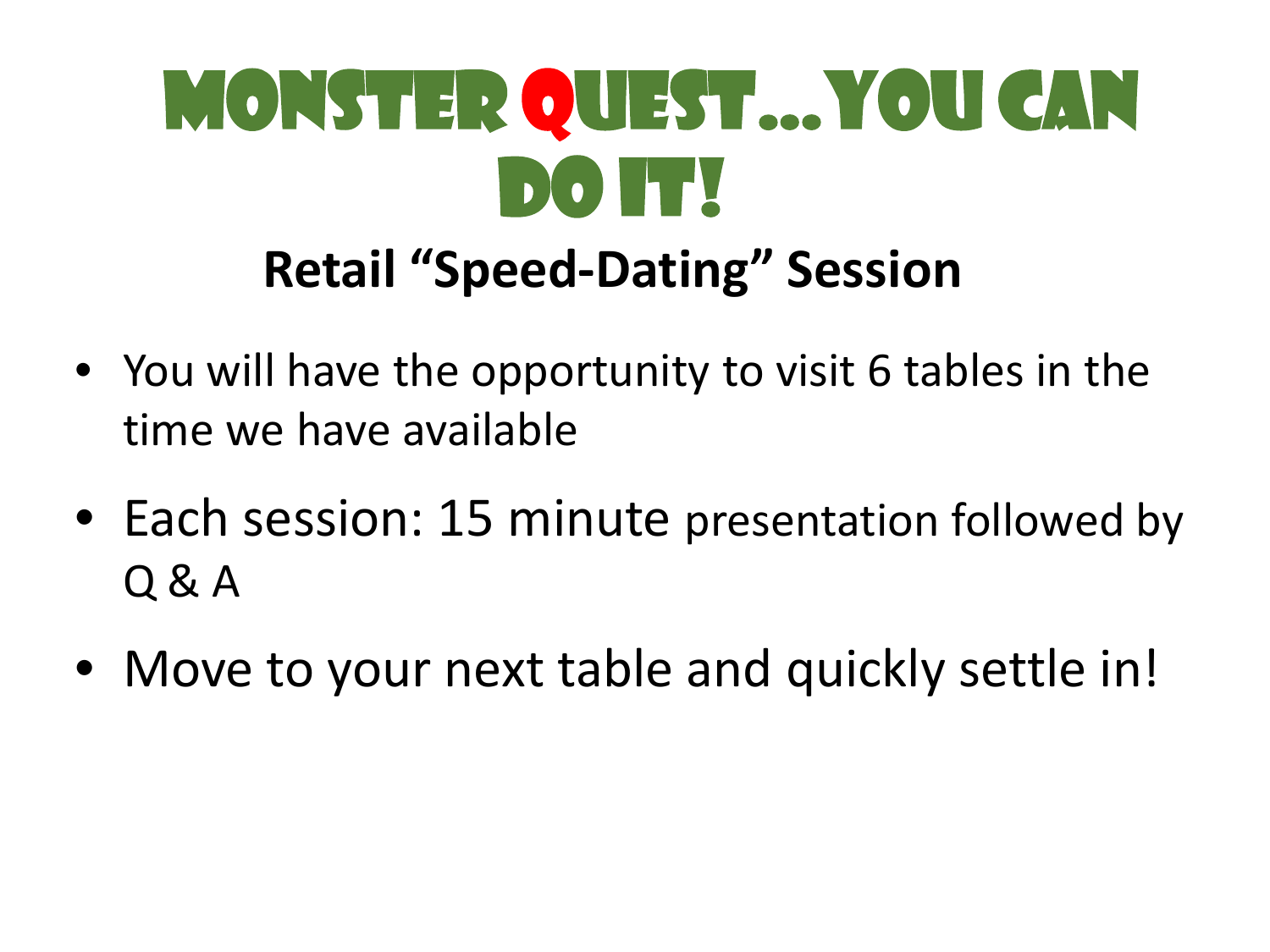# Monster Quest…You Can Do It!

## Retail "Speed-Dating" Session

- You will have the opportunity to visit 6 tables in the time we have available
- Each session: 15 minute presentation followed by Q & A
- Move to your next table and quickly settle in!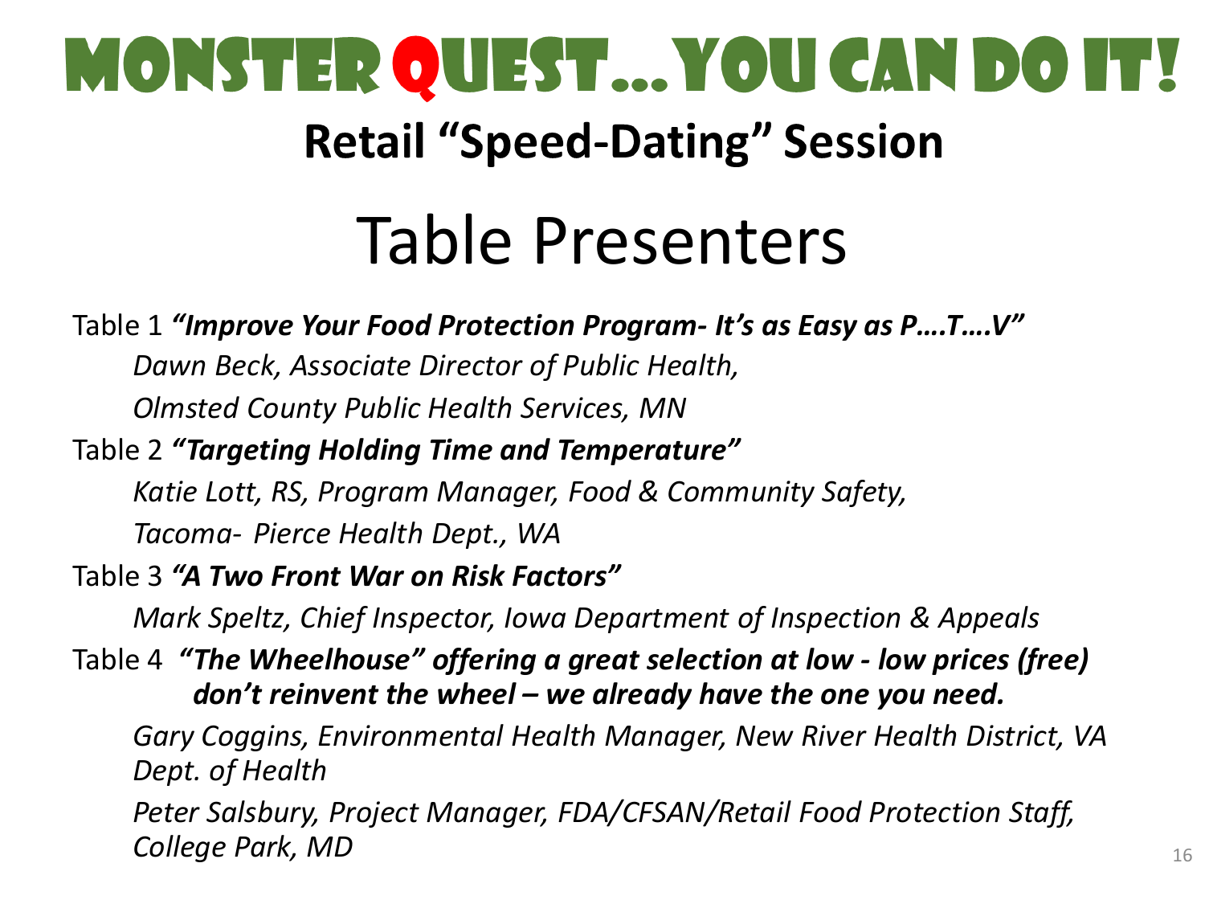# Monster Quest…You Can Do It!

## Retail "Speed-Dating" Session

# Table Presenters

Table 1 ***"Improve Your Food Protection Program- It's as Easy as P….T….V"***

*Dawn Beck, Associate Director of Public Health,*

*Olmsted County Public Health Services, MN*

Table 2 ***"Targeting Holding Time and Temperature"***

*Katie Lott, RS, Program Manager, Food & Community Safety,*

*Tacoma- Pierce Health Dept., WA*

Table 3 ***"A Two Front War on Risk Factors"***

*Mark Speltz, Chief Inspector, Iowa Department of Inspection & Appeals*

Table 4 ***"The Wheelhouse" offering a great selection at low - low prices (free) don't reinvent the wheel – we already have the one you need.***

*Gary Coggins, Environmental Health Manager, New River Health District, VA Dept. of Health*

*Peter Salsbury, Project Manager, FDA/CFSAN/Retail Food Protection Staff, College Park, MD*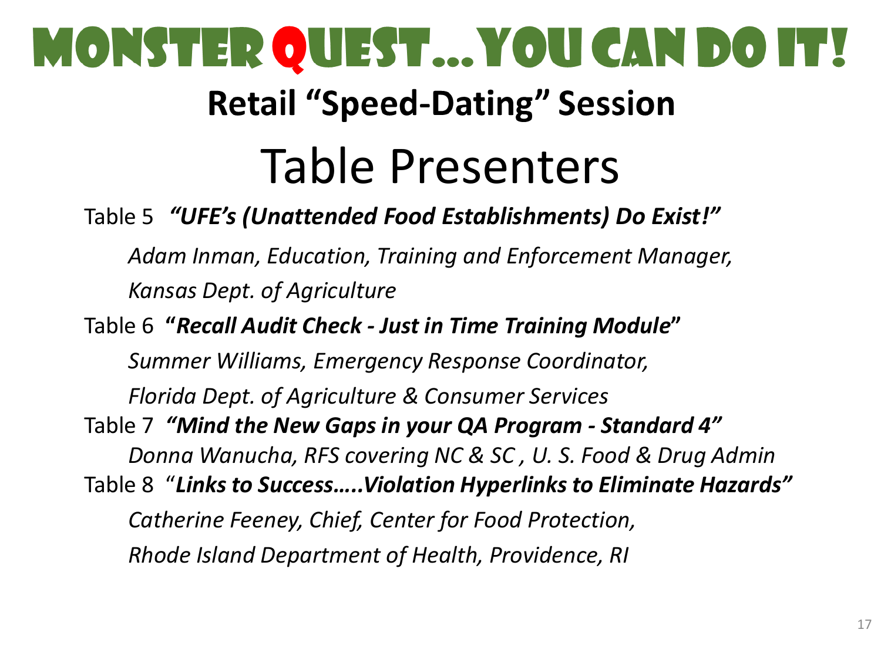# Monster Quest…You Can Do It!

## Retail "Speed-Dating" Session

# Table Presenters

Table 5 ***"UFE's (Unattended Food Establishments) Do Exist!"***

*Adam Inman, Education, Training and Enforcement Manager, Kansas Dept. of Agriculture*

Table 6 **"*Recall Audit Check - Just in Time Training Module*"**

*Summer Williams, Emergency Response Coordinator, Florida Dept. of Agriculture & Consumer Services*

Table 7 ***"Mind the New Gaps in your QA Program - Standard 4"***

*Donna Wanucha, RFS covering NC & SC , U. S. Food & Drug Admin*

Table 8 "***Links to Success…..Violation Hyperlinks to Eliminate Hazards"***

*Catherine Feeney, Chief, Center for Food Protection, Rhode Island Department of Health, Providence, RI*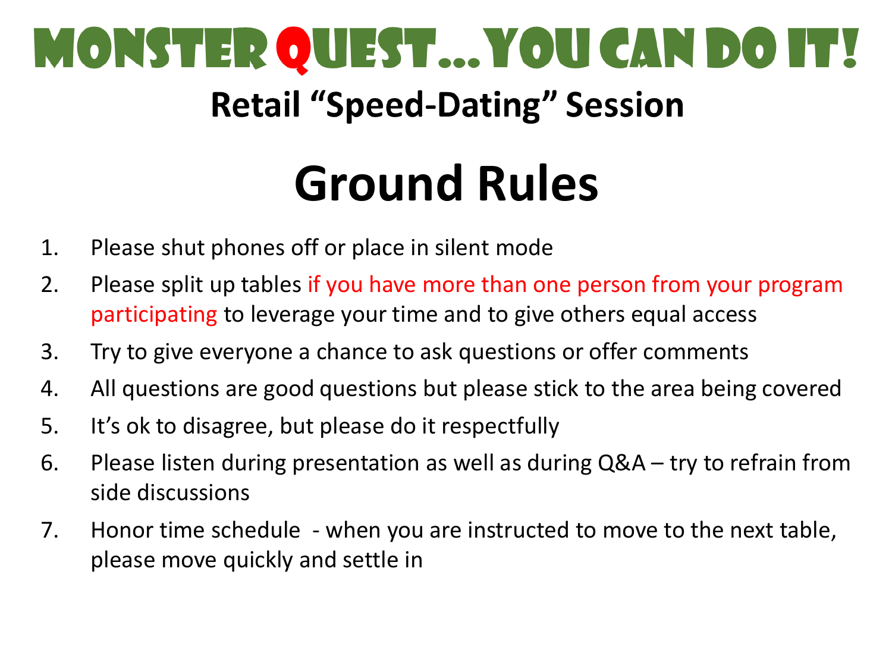# Monster Quest…You Can Do It!

## Retail “Speed-Dating” Session

# Ground Rules

1. Please shut phones off or place in silent mode
2. Please split up tables if you have more than one person from your program participating to leverage your time and to give others equal access
3. Try to give everyone a chance to ask questions or offer comments
4. All questions are good questions but please stick to the area being covered
5. It’s ok to disagree, but please do it respectfully
6. Please listen during presentation as well as during Q&A – try to refrain from side discussions
7. Honor time schedule - when you are instructed to move to the next table, please move quickly and settle in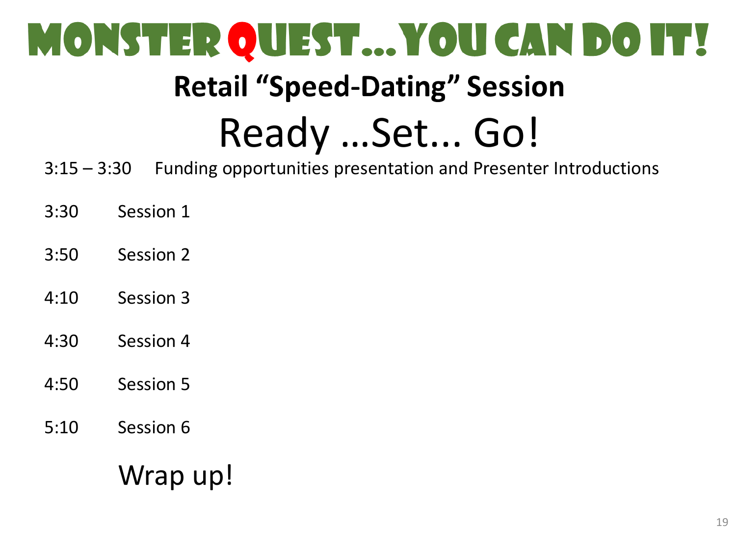# Monster Quest…You Can Do It!

## Retail "Speed-Dating" Session

## Ready …Set... Go!

3:15 – 3:30 Funding opportunities presentation and Presenter Introductions

3:30 Session 1

3:50 Session 2

4:10 Session 3

4:30 Session 4

4:50 Session 5

5:10 Session 6

Wrap up!